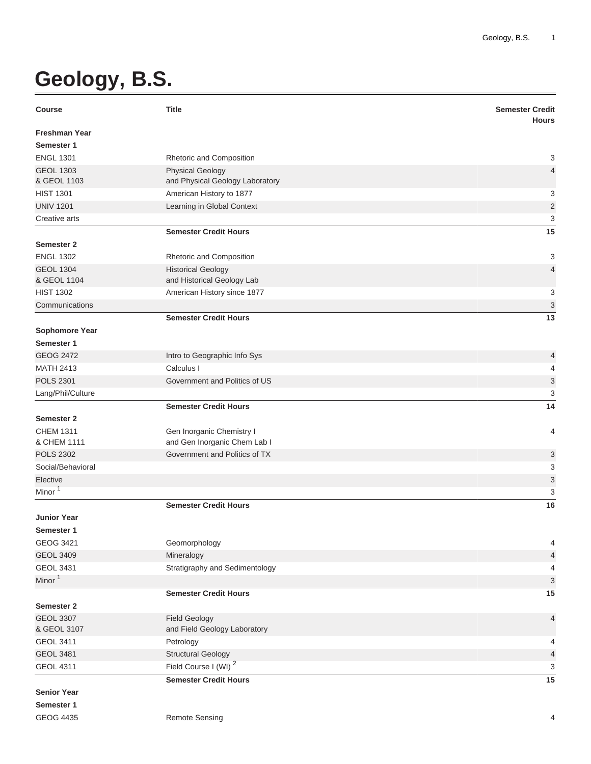# Geology, B.S.

| Course | Title | Semester Credit Hours |
|---|---|---|
| **Freshman Year** | | |
| **Semester 1** | | |
| ENGL 1301 | Rhetoric and Composition | 3 |
| GEOL 1303 & GEOL 1103 | Physical Geology and Physical Geology Laboratory | 4 |
| HIST 1301 | American History to 1877 | 3 |
| UNIV 1201 | Learning in Global Context | 2 |
| Creative arts | | 3 |
| | **Semester Credit Hours** | **15** |
| **Semester 2** | | |
| ENGL 1302 | Rhetoric and Composition | 3 |
| GEOL 1304 & GEOL 1104 | Historical Geology and Historical Geology Lab | 4 |
| HIST 1302 | American History since 1877 | 3 |
| Communications | | 3 |
| | **Semester Credit Hours** | **13** |
| **Sophomore Year** | | |
| **Semester 1** | | |
| GEOG 2472 | Intro to Geographic Info Sys | 4 |
| MATH 2413 | Calculus I | 4 |
| POLS 2301 | Government and Politics of US | 3 |
| Lang/Phil/Culture | | 3 |
| | **Semester Credit Hours** | **14** |
| **Semester 2** | | |
| CHEM 1311 & CHEM 1111 | Gen Inorganic Chemistry I and Gen Inorganic Chem Lab I | 4 |
| POLS 2302 | Government and Politics of TX | 3 |
| Social/Behavioral | | 3 |
| Elective | | 3 |
| Minor [1] | | 3 |
| | **Semester Credit Hours** | **16** |
| **Junior Year** | | |
| **Semester 1** | | |
| GEOG 3421 | Geomorphology | 4 |
| GEOL 3409 | Mineralogy | 4 |
| GEOL 3431 | Stratigraphy and Sedimentology | 4 |
| Minor [1] | | 3 |
| | **Semester Credit Hours** | **15** |
| **Semester 2** | | |
| GEOL 3307 & GEOL 3107 | Field Geology and Field Geology Laboratory | 4 |
| GEOL 3411 | Petrology | 4 |
| GEOL 3481 | Structural Geology | 4 |
| GEOL 4311 | Field Course I (WI) [2] | 3 |
| | **Semester Credit Hours** | **15** |
| **Senior Year** | | |
| **Semester 1** | | |
| GEOG 4435 | Remote Sensing | 4 |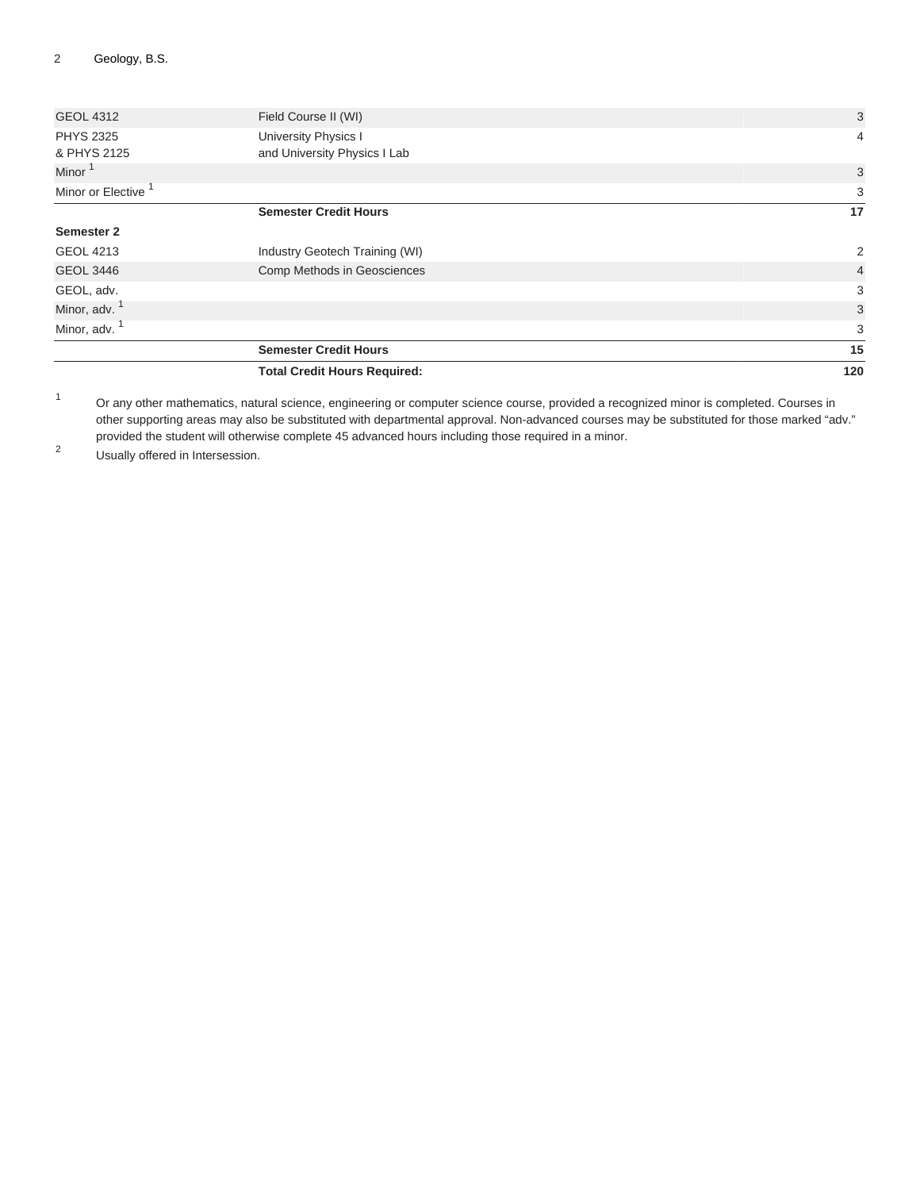| | | |
|---|---|---|
| GEOL 4312 | Field Course II (WI) | 3 |
| PHYS 2325 & PHYS 2125 | University Physics I and University Physics I Lab | 4 |
| Minor [1] | | 3 |
| Minor or Elective [1] | | 3 |
| | **Semester Credit Hours** | **17** |
| **Semester 2** | | |
| GEOL 4213 | Industry Geotech Training (WI) | 2 |
| GEOL 3446 | Comp Methods in Geosciences | 4 |
| GEOL, adv. | | 3 |
| Minor, adv. [1] | | 3 |
| Minor, adv. [1] | | 3 |
| | **Semester Credit Hours** | **15** |
| | **Total Credit Hours Required:** | **120** |

[1] Or any other mathematics, natural science, engineering or computer science course, provided a recognized minor is completed. Courses in other supporting areas may also be substituted with departmental approval. Non-advanced courses may be substituted for those marked "adv." provided the student will otherwise complete 45 advanced hours including those required in a minor.

[2] Usually offered in Intersession.